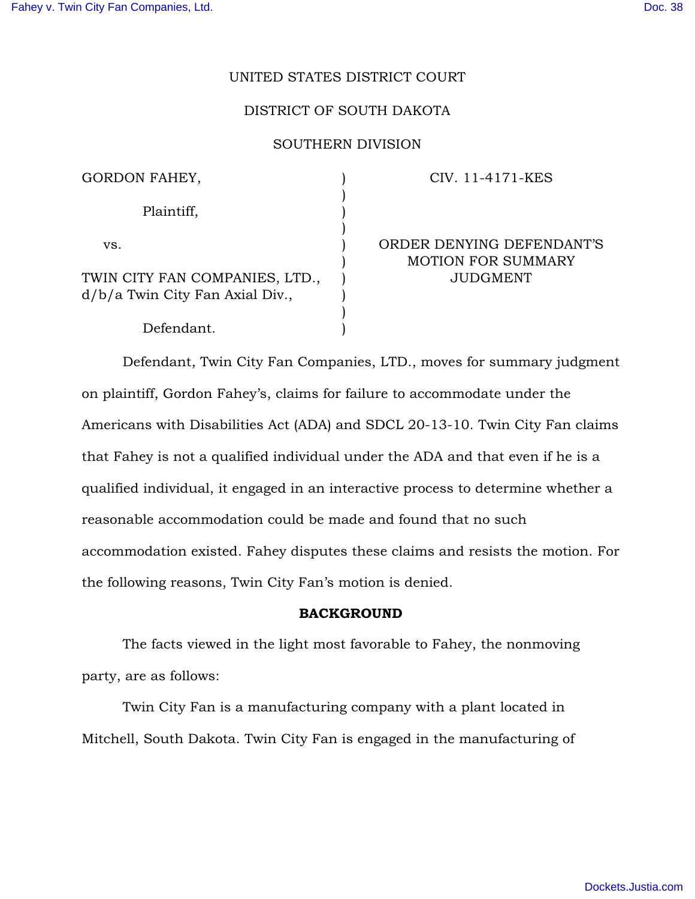UNITED STATES DISTRICT COURT

DISTRICT OF SOUTH DAKOTA

SOUTHERN DIVISION

| | | |
|---|---|---|
| GORDON FAHEY, | ) | CIV. 11-4171-KES |
| | ) | |
| Plaintiff, | ) | |
| | ) | |
| vs. | ) | ORDER DENYING DEFENDANT'S MOTION FOR SUMMARY JUDGMENT |
| | ) | |
| TWIN CITY FAN COMPANIES, LTD., d/b/a Twin City Fan Axial Div., | ) | |
| | ) | |
| Defendant. | ) | |

Defendant, Twin City Fan Companies, LTD., moves for summary judgment on plaintiff, Gordon Fahey's, claims for failure to accommodate under the Americans with Disabilities Act (ADA) and SDCL 20-13-10. Twin City Fan claims that Fahey is not a qualified individual under the ADA and that even if he is a qualified individual, it engaged in an interactive process to determine whether a reasonable accommodation could be made and found that no such accommodation existed. Fahey disputes these claims and resists the motion. For the following reasons, Twin City Fan's motion is denied.

## BACKGROUND

The facts viewed in the light most favorable to Fahey, the nonmoving party, are as follows:

Twin City Fan is a manufacturing company with a plant located in Mitchell, South Dakota. Twin City Fan is engaged in the manufacturing of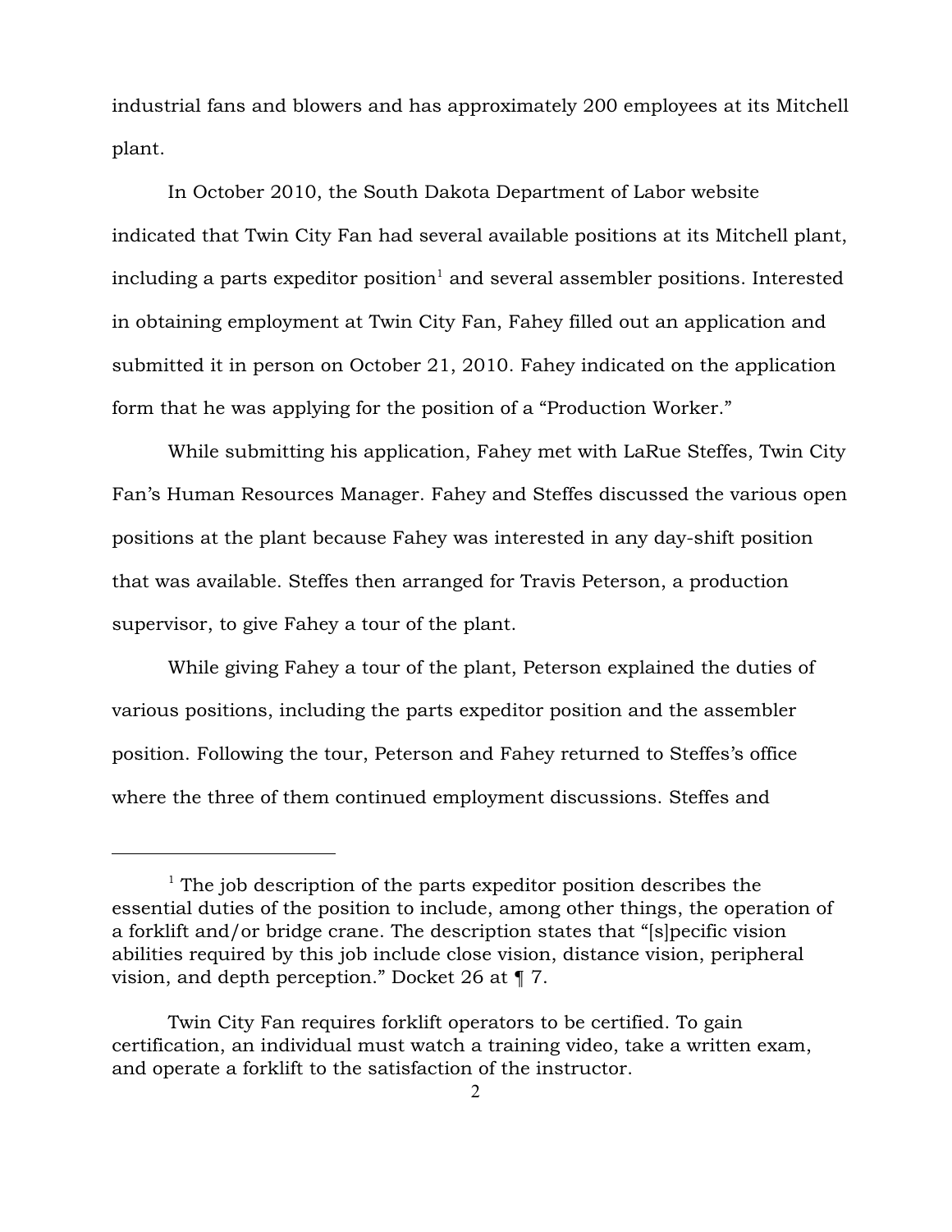industrial fans and blowers and has approximately 200 employees at its Mitchell plant.

In October 2010, the South Dakota Department of Labor website indicated that Twin City Fan had several available positions at its Mitchell plant, including a parts expeditor position[1] and several assembler positions. Interested in obtaining employment at Twin City Fan, Fahey filled out an application and submitted it in person on October 21, 2010. Fahey indicated on the application form that he was applying for the position of a "Production Worker."

While submitting his application, Fahey met with LaRue Steffes, Twin City Fan's Human Resources Manager. Fahey and Steffes discussed the various open positions at the plant because Fahey was interested in any day-shift position that was available. Steffes then arranged for Travis Peterson, a production supervisor, to give Fahey a tour of the plant.

While giving Fahey a tour of the plant, Peterson explained the duties of various positions, including the parts expeditor position and the assembler position. Following the tour, Peterson and Fahey returned to Steffes's office where the three of them continued employment discussions. Steffes and

---

[1] The job description of the parts expeditor position describes the essential duties of the position to include, among other things, the operation of a forklift and/or bridge crane. The description states that "[s]pecific vision abilities required by this job include close vision, distance vision, peripheral vision, and depth perception." Docket 26 at ¶ 7.

Twin City Fan requires forklift operators to be certified. To gain certification, an individual must watch a training video, take a written exam, and operate a forklift to the satisfaction of the instructor.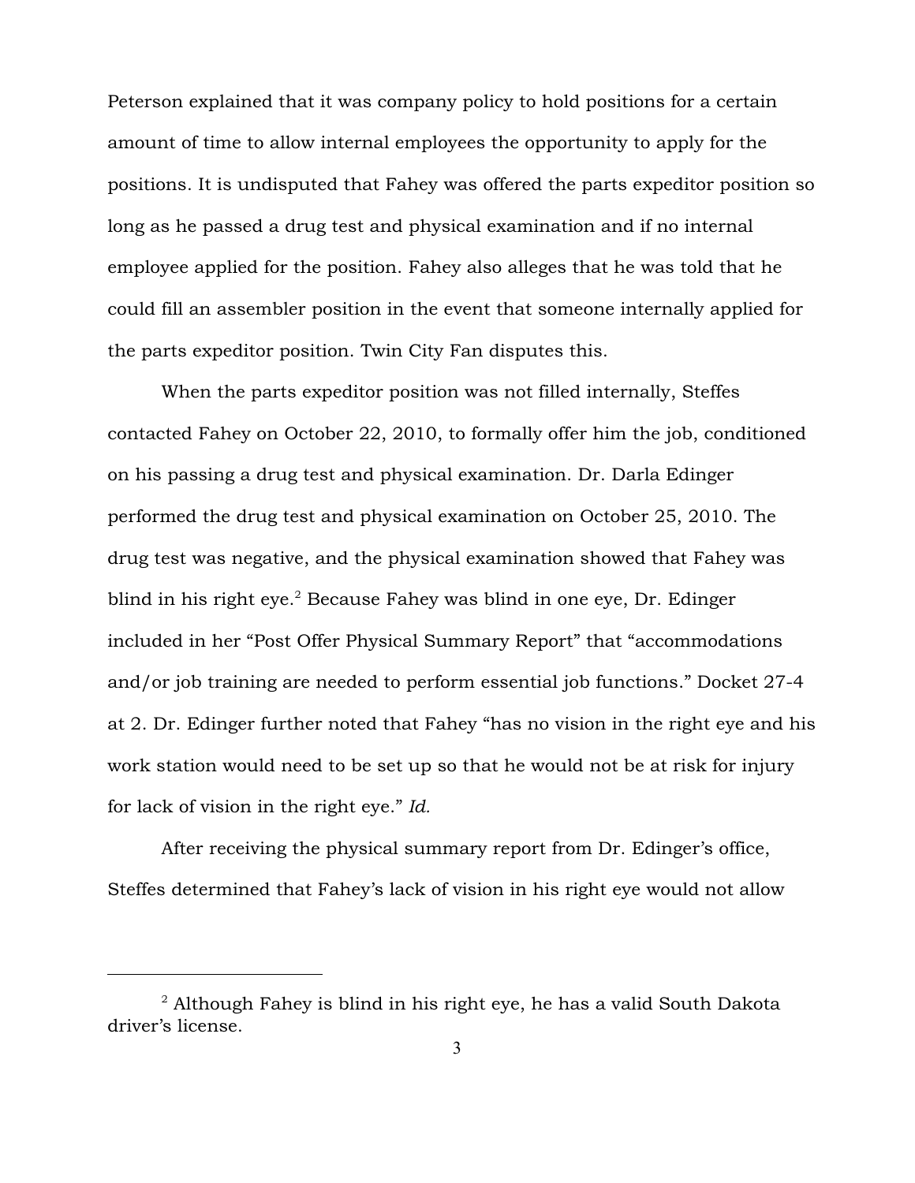Peterson explained that it was company policy to hold positions for a certain amount of time to allow internal employees the opportunity to apply for the positions. It is undisputed that Fahey was offered the parts expeditor position so long as he passed a drug test and physical examination and if no internal employee applied for the position. Fahey also alleges that he was told that he could fill an assembler position in the event that someone internally applied for the parts expeditor position. Twin City Fan disputes this.

When the parts expeditor position was not filled internally, Steffes contacted Fahey on October 22, 2010, to formally offer him the job, conditioned on his passing a drug test and physical examination. Dr. Darla Edinger performed the drug test and physical examination on October 25, 2010. The drug test was negative, and the physical examination showed that Fahey was blind in his right eye.[2] Because Fahey was blind in one eye, Dr. Edinger included in her "Post Offer Physical Summary Report" that "accommodations and/or job training are needed to perform essential job functions." Docket 27-4 at 2. Dr. Edinger further noted that Fahey "has no vision in the right eye and his work station would need to be set up so that he would not be at risk for injury for lack of vision in the right eye." *Id.*

After receiving the physical summary report from Dr. Edinger's office, Steffes determined that Fahey's lack of vision in his right eye would not allow

---

[2] Although Fahey is blind in his right eye, he has a valid South Dakota driver's license.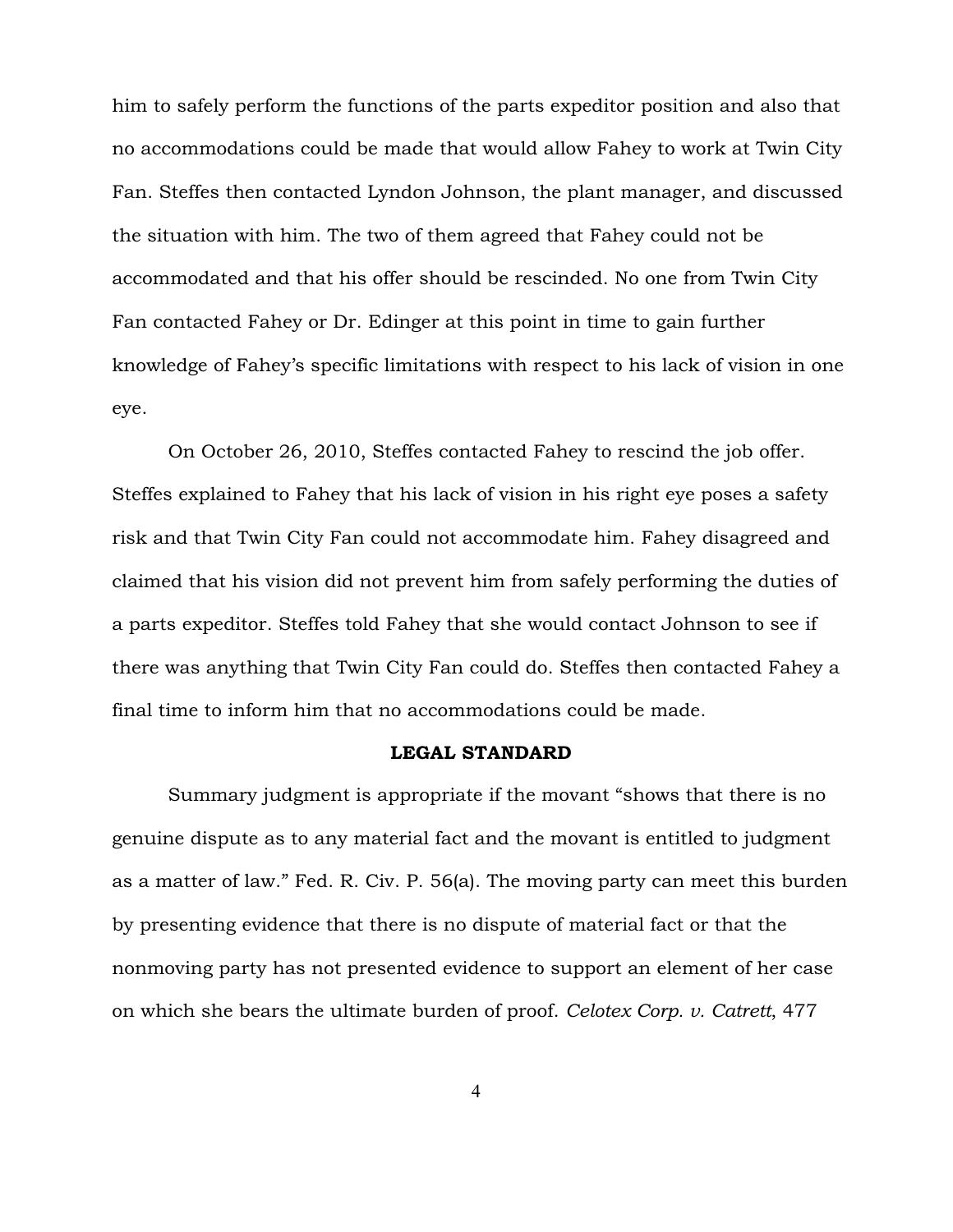him to safely perform the functions of the parts expeditor position and also that no accommodations could be made that would allow Fahey to work at Twin City Fan. Steffes then contacted Lyndon Johnson, the plant manager, and discussed the situation with him. The two of them agreed that Fahey could not be accommodated and that his offer should be rescinded. No one from Twin City Fan contacted Fahey or Dr. Edinger at this point in time to gain further knowledge of Fahey's specific limitations with respect to his lack of vision in one eye.

On October 26, 2010, Steffes contacted Fahey to rescind the job offer. Steffes explained to Fahey that his lack of vision in his right eye poses a safety risk and that Twin City Fan could not accommodate him. Fahey disagreed and claimed that his vision did not prevent him from safely performing the duties of a parts expeditor. Steffes told Fahey that she would contact Johnson to see if there was anything that Twin City Fan could do. Steffes then contacted Fahey a final time to inform him that no accommodations could be made.

**LEGAL STANDARD**

Summary judgment is appropriate if the movant "shows that there is no genuine dispute as to any material fact and the movant is entitled to judgment as a matter of law." Fed. R. Civ. P. 56(a). The moving party can meet this burden by presenting evidence that there is no dispute of material fact or that the nonmoving party has not presented evidence to support an element of her case on which she bears the ultimate burden of proof. *Celotex Corp. v. Catrett*, 477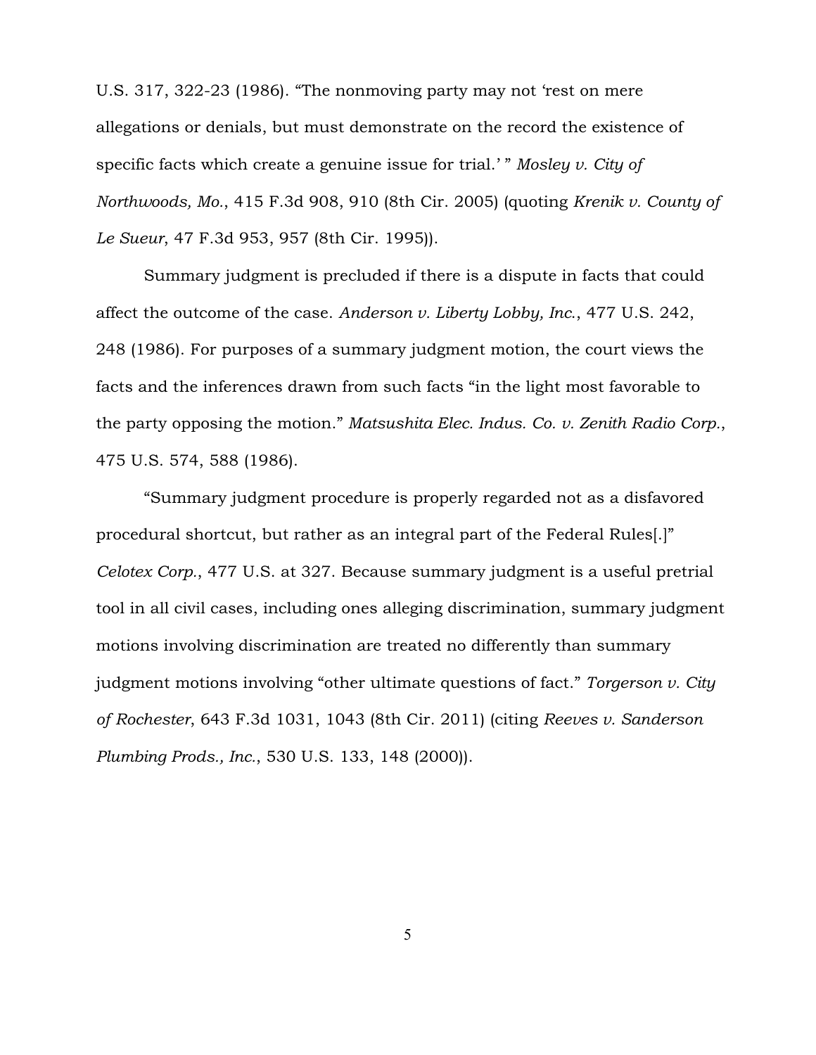U.S. 317, 322-23 (1986). “The nonmoving party may not ‘rest on mere allegations or denials, but must demonstrate on the record the existence of specific facts which create a genuine issue for trial.’ ” *Mosley v. City of Northwoods, Mo.*, 415 F.3d 908, 910 (8th Cir. 2005) (quoting *Krenik v. County of Le Sueur*, 47 F.3d 953, 957 (8th Cir. 1995)).

Summary judgment is precluded if there is a dispute in facts that could affect the outcome of the case. *Anderson v. Liberty Lobby, Inc.*, 477 U.S. 242, 248 (1986). For purposes of a summary judgment motion, the court views the facts and the inferences drawn from such facts “in the light most favorable to the party opposing the motion.” *Matsushita Elec. Indus. Co. v. Zenith Radio Corp.*, 475 U.S. 574, 588 (1986).

“Summary judgment procedure is properly regarded not as a disfavored procedural shortcut, but rather as an integral part of the Federal Rules[.]” *Celotex Corp.*, 477 U.S. at 327. Because summary judgment is a useful pretrial tool in all civil cases, including ones alleging discrimination, summary judgment motions involving discrimination are treated no differently than summary judgment motions involving “other ultimate questions of fact.” *Torgerson v. City of Rochester*, 643 F.3d 1031, 1043 (8th Cir. 2011) (citing *Reeves v. Sanderson Plumbing Prods., Inc.*, 530 U.S. 133, 148 (2000)).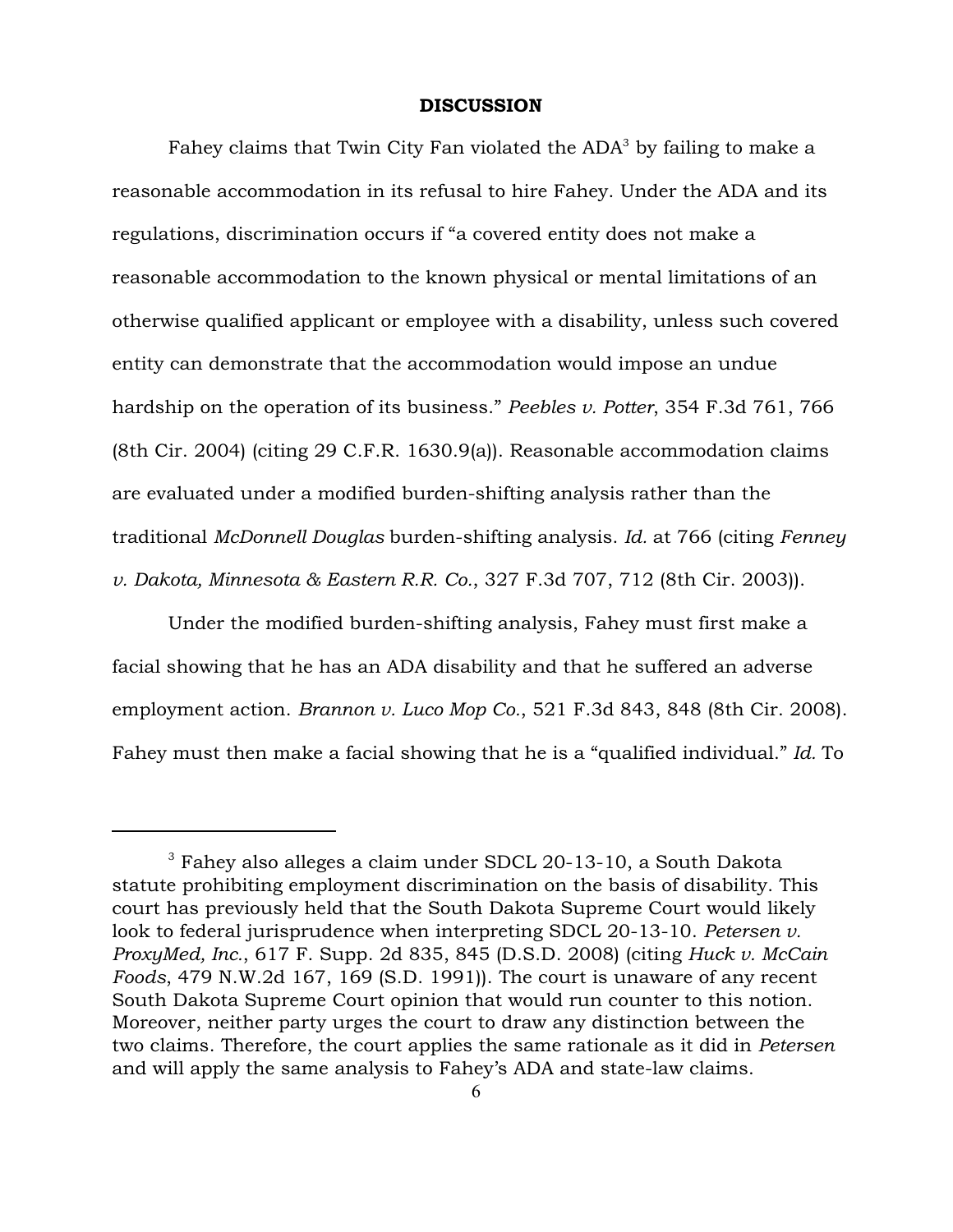**DISCUSSION**

Fahey claims that Twin City Fan violated the ADA[3] by failing to make a reasonable accommodation in its refusal to hire Fahey. Under the ADA and its regulations, discrimination occurs if "a covered entity does not make a reasonable accommodation to the known physical or mental limitations of an otherwise qualified applicant or employee with a disability, unless such covered entity can demonstrate that the accommodation would impose an undue hardship on the operation of its business." *Peebles v. Potter*, 354 F.3d 761, 766 (8th Cir. 2004) (citing 29 C.F.R. 1630.9(a)). Reasonable accommodation claims are evaluated under a modified burden-shifting analysis rather than the traditional *McDonnell Douglas* burden-shifting analysis. *Id.* at 766 (citing *Fenney v. Dakota, Minnesota & Eastern R.R. Co.*, 327 F.3d 707, 712 (8th Cir. 2003)).

Under the modified burden-shifting analysis, Fahey must first make a facial showing that he has an ADA disability and that he suffered an adverse employment action. *Brannon v. Luco Mop Co.*, 521 F.3d 843, 848 (8th Cir. 2008). Fahey must then make a facial showing that he is a "qualified individual." *Id.* To

---

[3] Fahey also alleges a claim under SDCL 20-13-10, a South Dakota statute prohibiting employment discrimination on the basis of disability. This court has previously held that the South Dakota Supreme Court would likely look to federal jurisprudence when interpreting SDCL 20-13-10. *Petersen v. ProxyMed, Inc.*, 617 F. Supp. 2d 835, 845 (D.S.D. 2008) (citing *Huck v. McCain Foods*, 479 N.W.2d 167, 169 (S.D. 1991)). The court is unaware of any recent South Dakota Supreme Court opinion that would run counter to this notion. Moreover, neither party urges the court to draw any distinction between the two claims. Therefore, the court applies the same rationale as it did in *Petersen* and will apply the same analysis to Fahey's ADA and state-law claims.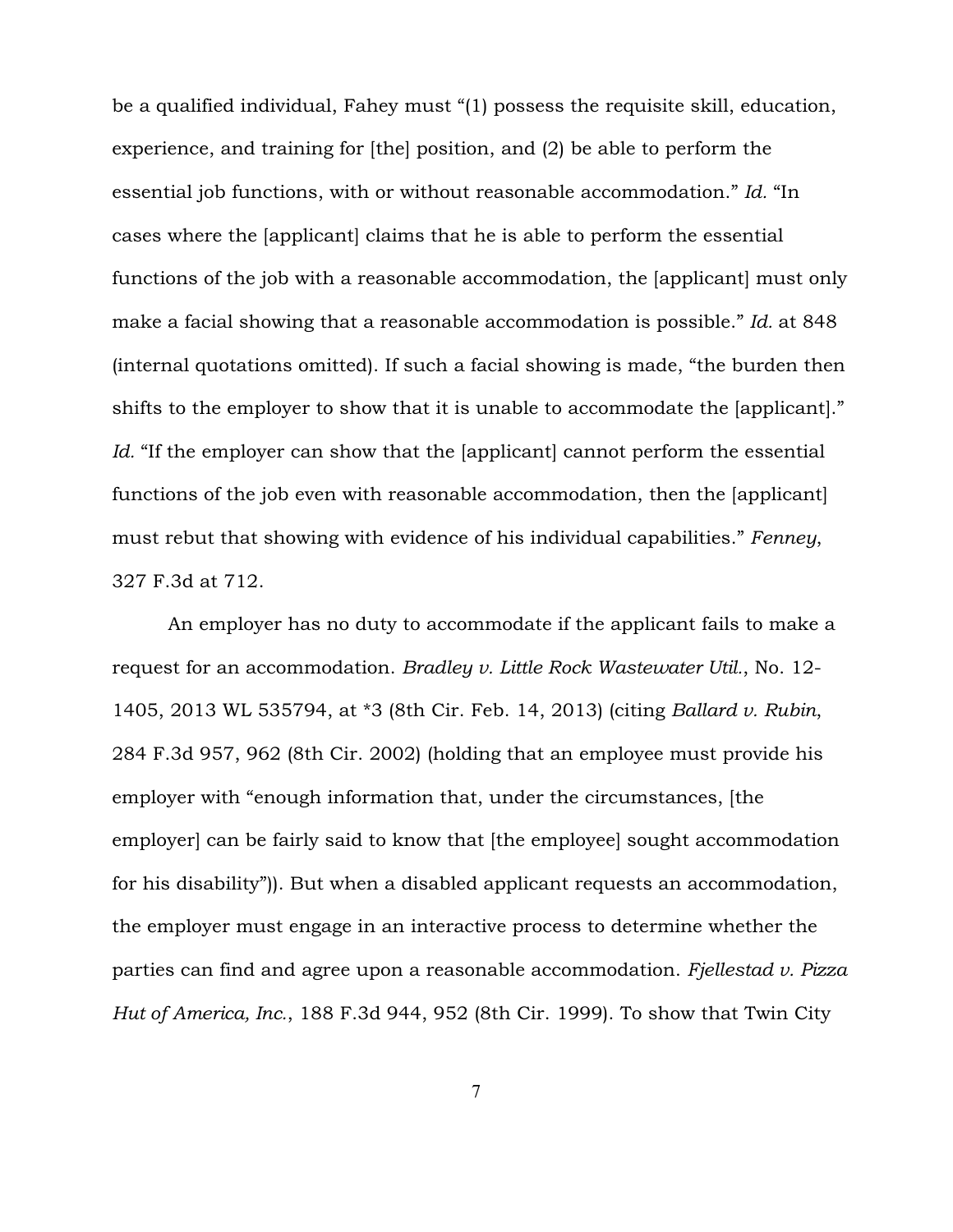be a qualified individual, Fahey must "(1) possess the requisite skill, education, experience, and training for [the] position, and (2) be able to perform the essential job functions, with or without reasonable accommodation." *Id.* "In cases where the [applicant] claims that he is able to perform the essential functions of the job with a reasonable accommodation, the [applicant] must only make a facial showing that a reasonable accommodation is possible." *Id.* at 848 (internal quotations omitted). If such a facial showing is made, "the burden then shifts to the employer to show that it is unable to accommodate the [applicant]." *Id.* "If the employer can show that the [applicant] cannot perform the essential functions of the job even with reasonable accommodation, then the [applicant] must rebut that showing with evidence of his individual capabilities." *Fenney*, 327 F.3d at 712.

An employer has no duty to accommodate if the applicant fails to make a request for an accommodation. *Bradley v. Little Rock Wastewater Util.*, No. 12-1405, 2013 WL 535794, at *3 (8th Cir. Feb. 14, 2013) (citing *Ballard v. Rubin*, 284 F.3d 957, 962 (8th Cir. 2002) (holding that an employee must provide his employer with "enough information that, under the circumstances, [the employer] can be fairly said to know that [the employee] sought accommodation for his disability")). But when a disabled applicant requests an accommodation, the employer must engage in an interactive process to determine whether the parties can find and agree upon a reasonable accommodation. *Fjellestad v. Pizza Hut of America, Inc.*, 188 F.3d 944, 952 (8th Cir. 1999). To show that Twin City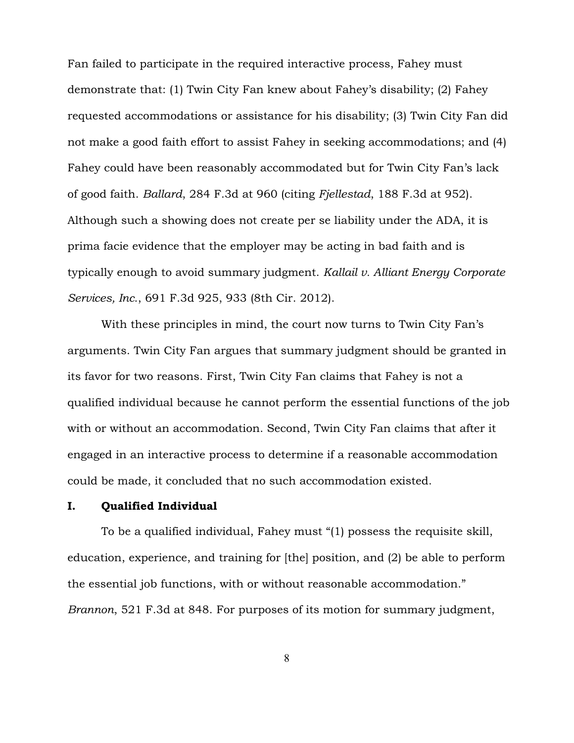Fan failed to participate in the required interactive process, Fahey must demonstrate that: (1) Twin City Fan knew about Fahey's disability; (2) Fahey requested accommodations or assistance for his disability; (3) Twin City Fan did not make a good faith effort to assist Fahey in seeking accommodations; and (4) Fahey could have been reasonably accommodated but for Twin City Fan's lack of good faith. *Ballard*, 284 F.3d at 960 (citing *Fjellestad*, 188 F.3d at 952). Although such a showing does not create per se liability under the ADA, it is prima facie evidence that the employer may be acting in bad faith and is typically enough to avoid summary judgment. *Kallail v. Alliant Energy Corporate Services, Inc.*, 691 F.3d 925, 933 (8th Cir. 2012).

With these principles in mind, the court now turns to Twin City Fan's arguments. Twin City Fan argues that summary judgment should be granted in its favor for two reasons. First, Twin City Fan claims that Fahey is not a qualified individual because he cannot perform the essential functions of the job with or without an accommodation. Second, Twin City Fan claims that after it engaged in an interactive process to determine if a reasonable accommodation could be made, it concluded that no such accommodation existed.

## I. Qualified Individual

To be a qualified individual, Fahey must "(1) possess the requisite skill, education, experience, and training for [the] position, and (2) be able to perform the essential job functions, with or without reasonable accommodation." *Brannon*, 521 F.3d at 848. For purposes of its motion for summary judgment,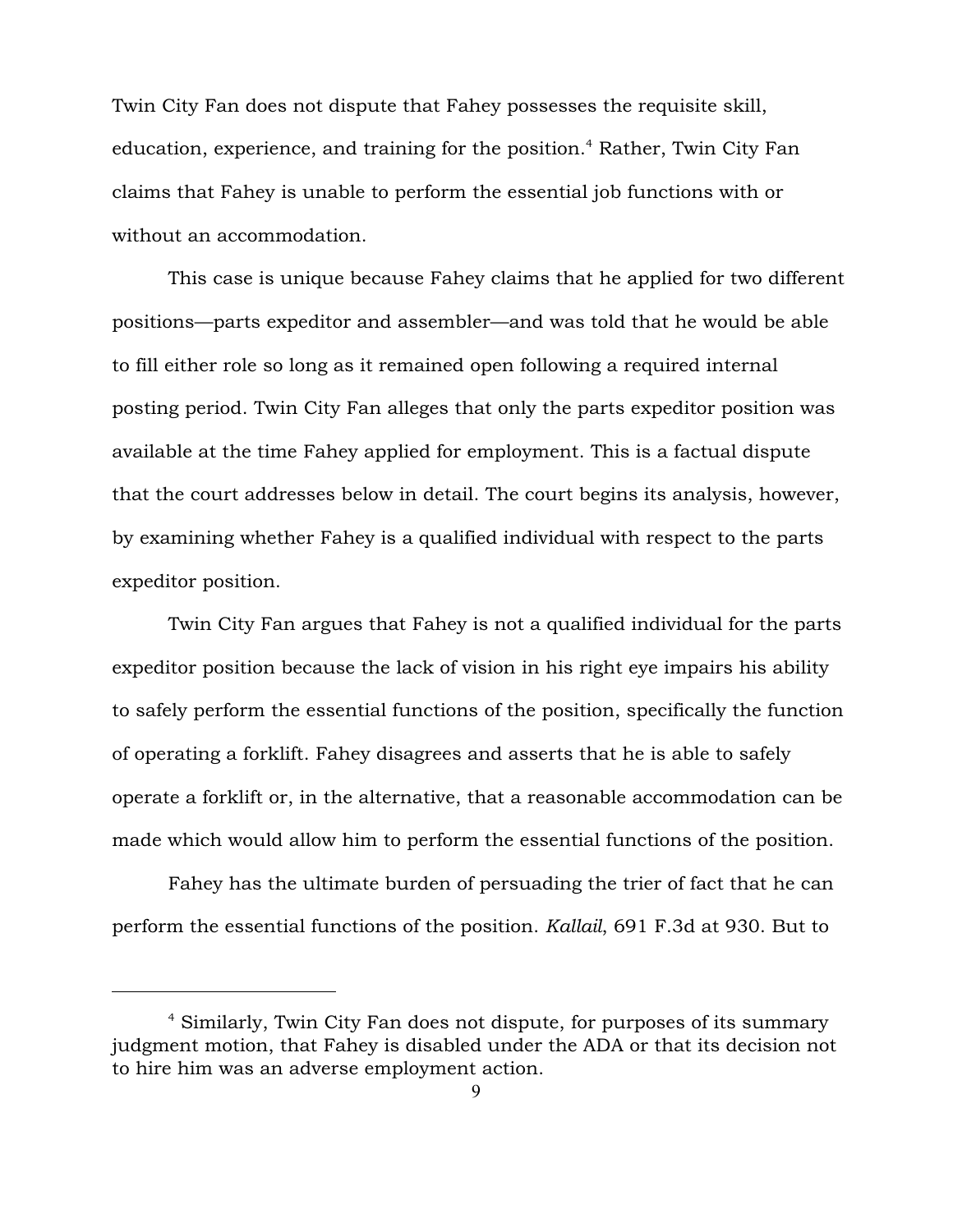Twin City Fan does not dispute that Fahey possesses the requisite skill, education, experience, and training for the position.[4] Rather, Twin City Fan claims that Fahey is unable to perform the essential job functions with or without an accommodation.

This case is unique because Fahey claims that he applied for two different positions—parts expeditor and assembler—and was told that he would be able to fill either role so long as it remained open following a required internal posting period. Twin City Fan alleges that only the parts expeditor position was available at the time Fahey applied for employment. This is a factual dispute that the court addresses below in detail. The court begins its analysis, however, by examining whether Fahey is a qualified individual with respect to the parts expeditor position.

Twin City Fan argues that Fahey is not a qualified individual for the parts expeditor position because the lack of vision in his right eye impairs his ability to safely perform the essential functions of the position, specifically the function of operating a forklift. Fahey disagrees and asserts that he is able to safely operate a forklift or, in the alternative, that a reasonable accommodation can be made which would allow him to perform the essential functions of the position.

Fahey has the ultimate burden of persuading the trier of fact that he can perform the essential functions of the position. *Kallail*, 691 F.3d at 930. But to

[4] Similarly, Twin City Fan does not dispute, for purposes of its summary judgment motion, that Fahey is disabled under the ADA or that its decision not to hire him was an adverse employment action.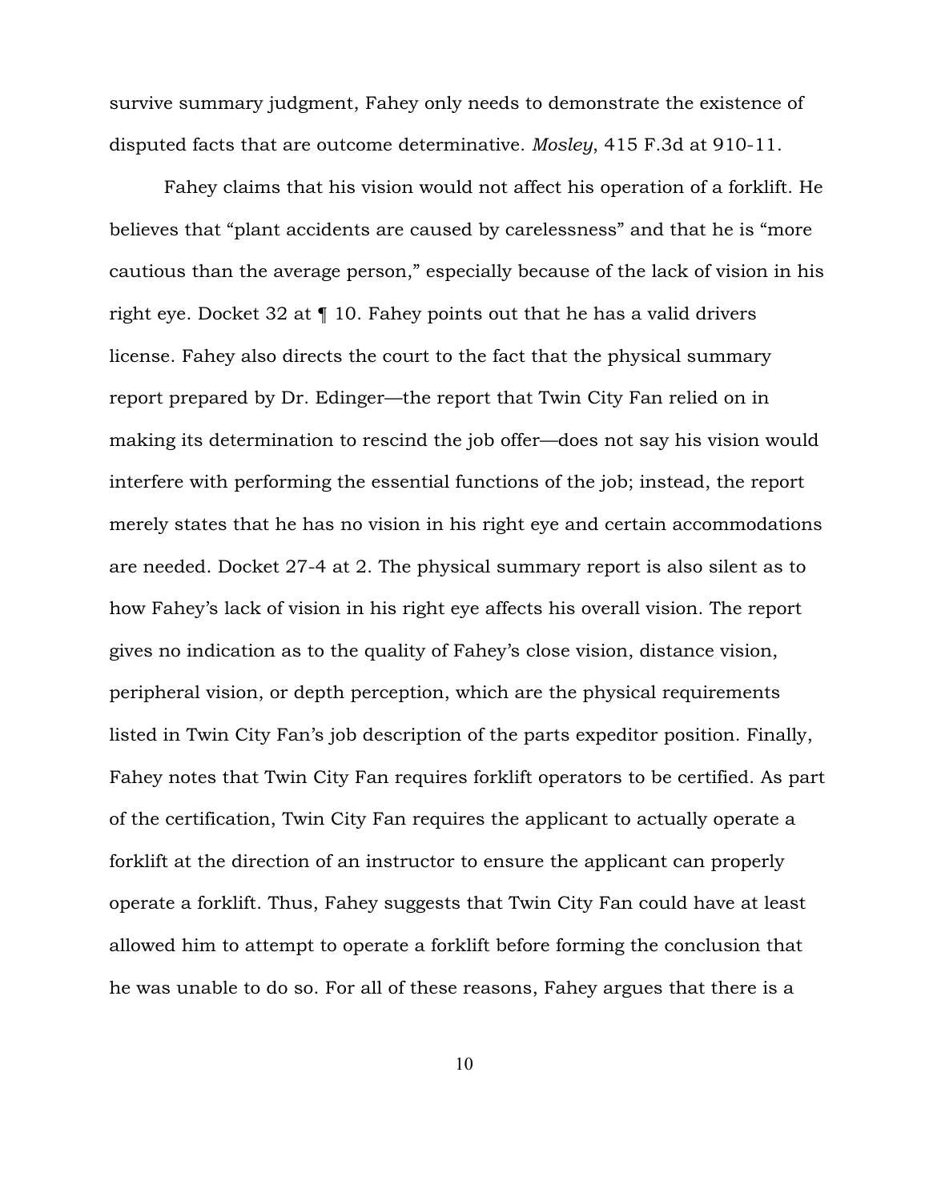survive summary judgment, Fahey only needs to demonstrate the existence of disputed facts that are outcome determinative. *Mosley*, 415 F.3d at 910-11.

Fahey claims that his vision would not affect his operation of a forklift. He believes that "plant accidents are caused by carelessness" and that he is "more cautious than the average person," especially because of the lack of vision in his right eye. Docket 32 at ¶ 10. Fahey points out that he has a valid drivers license. Fahey also directs the court to the fact that the physical summary report prepared by Dr. Edinger—the report that Twin City Fan relied on in making its determination to rescind the job offer—does not say his vision would interfere with performing the essential functions of the job; instead, the report merely states that he has no vision in his right eye and certain accommodations are needed. Docket 27-4 at 2. The physical summary report is also silent as to how Fahey's lack of vision in his right eye affects his overall vision. The report gives no indication as to the quality of Fahey's close vision, distance vision, peripheral vision, or depth perception, which are the physical requirements listed in Twin City Fan's job description of the parts expeditor position. Finally, Fahey notes that Twin City Fan requires forklift operators to be certified. As part of the certification, Twin City Fan requires the applicant to actually operate a forklift at the direction of an instructor to ensure the applicant can properly operate a forklift. Thus, Fahey suggests that Twin City Fan could have at least allowed him to attempt to operate a forklift before forming the conclusion that he was unable to do so. For all of these reasons, Fahey argues that there is a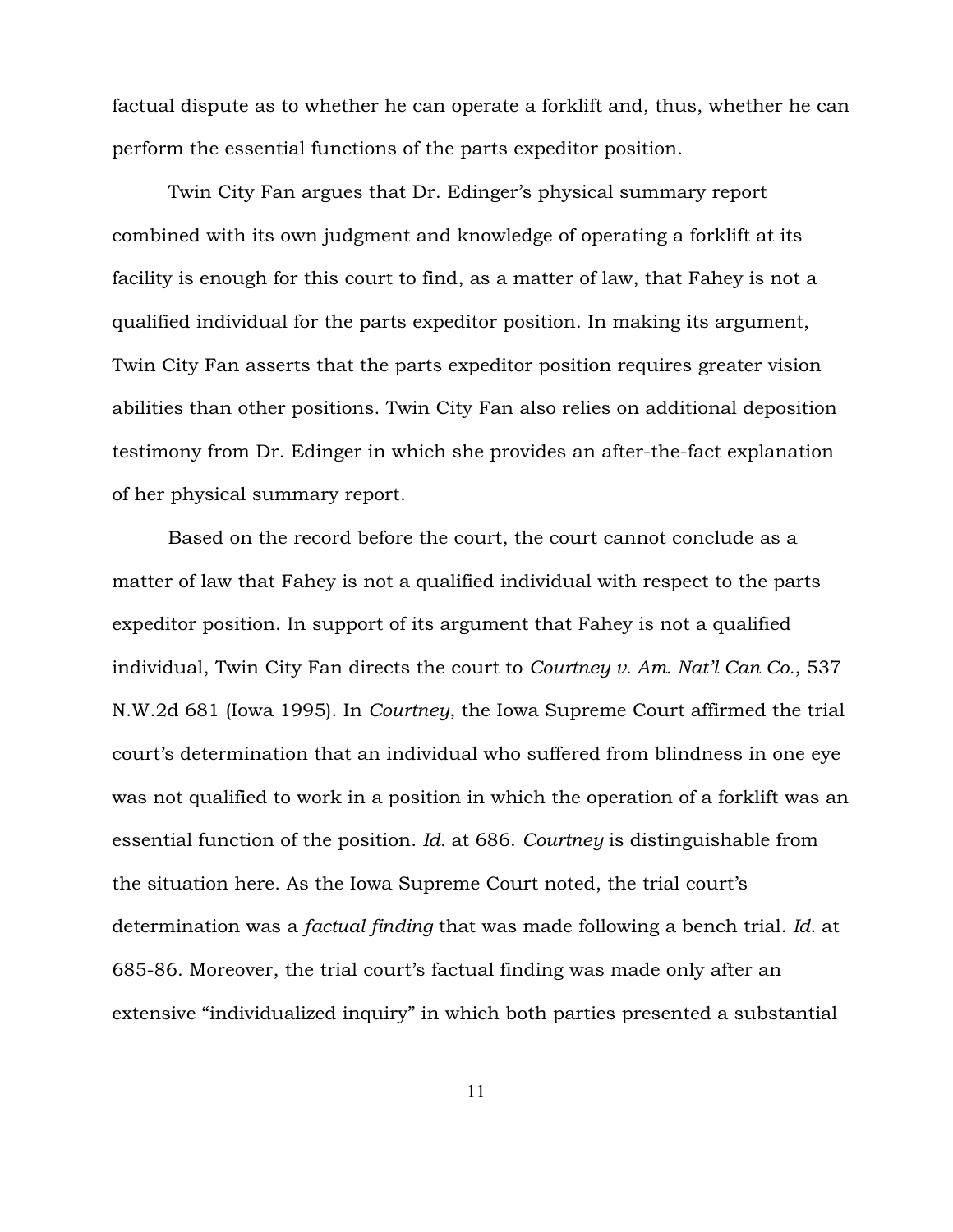factual dispute as to whether he can operate a forklift and, thus, whether he can perform the essential functions of the parts expeditor position.

Twin City Fan argues that Dr. Edinger's physical summary report combined with its own judgment and knowledge of operating a forklift at its facility is enough for this court to find, as a matter of law, that Fahey is not a qualified individual for the parts expeditor position. In making its argument, Twin City Fan asserts that the parts expeditor position requires greater vision abilities than other positions. Twin City Fan also relies on additional deposition testimony from Dr. Edinger in which she provides an after-the-fact explanation of her physical summary report.

Based on the record before the court, the court cannot conclude as a matter of law that Fahey is not a qualified individual with respect to the parts expeditor position. In support of its argument that Fahey is not a qualified individual, Twin City Fan directs the court to *Courtney v. Am. Nat'l Can Co.*, 537 N.W.2d 681 (Iowa 1995). In *Courtney*, the Iowa Supreme Court affirmed the trial court's determination that an individual who suffered from blindness in one eye was not qualified to work in a position in which the operation of a forklift was an essential function of the position. *Id.* at 686. *Courtney* is distinguishable from the situation here. As the Iowa Supreme Court noted, the trial court's determination was a *factual finding* that was made following a bench trial. *Id.* at 685-86. Moreover, the trial court's factual finding was made only after an extensive "individualized inquiry" in which both parties presented a substantial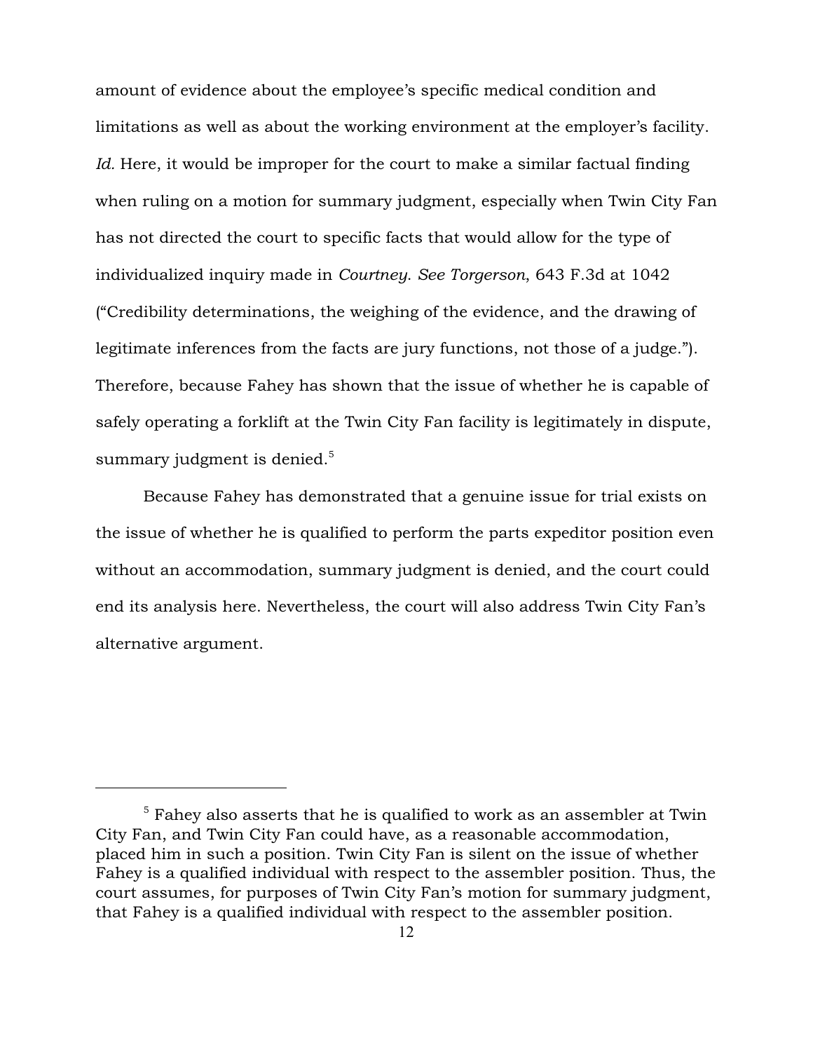amount of evidence about the employee's specific medical condition and limitations as well as about the working environment at the employer's facility. *Id.* Here, it would be improper for the court to make a similar factual finding when ruling on a motion for summary judgment, especially when Twin City Fan has not directed the court to specific facts that would allow for the type of individualized inquiry made in *Courtney*. *See Torgerson*, 643 F.3d at 1042 ("Credibility determinations, the weighing of the evidence, and the drawing of legitimate inferences from the facts are jury functions, not those of a judge."). Therefore, because Fahey has shown that the issue of whether he is capable of safely operating a forklift at the Twin City Fan facility is legitimately in dispute, summary judgment is denied.[5]

Because Fahey has demonstrated that a genuine issue for trial exists on the issue of whether he is qualified to perform the parts expeditor position even without an accommodation, summary judgment is denied, and the court could end its analysis here. Nevertheless, the court will also address Twin City Fan's alternative argument.

---

[5] Fahey also asserts that he is qualified to work as an assembler at Twin City Fan, and Twin City Fan could have, as a reasonable accommodation, placed him in such a position. Twin City Fan is silent on the issue of whether Fahey is a qualified individual with respect to the assembler position. Thus, the court assumes, for purposes of Twin City Fan's motion for summary judgment, that Fahey is a qualified individual with respect to the assembler position.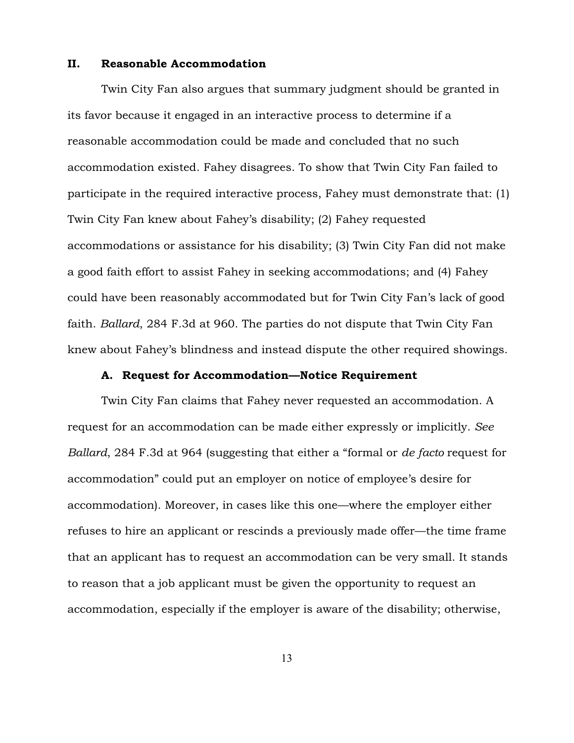## II. Reasonable Accommodation

Twin City Fan also argues that summary judgment should be granted in its favor because it engaged in an interactive process to determine if a reasonable accommodation could be made and concluded that no such accommodation existed. Fahey disagrees. To show that Twin City Fan failed to participate in the required interactive process, Fahey must demonstrate that: (1) Twin City Fan knew about Fahey's disability; (2) Fahey requested accommodations or assistance for his disability; (3) Twin City Fan did not make a good faith effort to assist Fahey in seeking accommodations; and (4) Fahey could have been reasonably accommodated but for Twin City Fan's lack of good faith. *Ballard*, 284 F.3d at 960. The parties do not dispute that Twin City Fan knew about Fahey's blindness and instead dispute the other required showings.

### A. Request for Accommodation—Notice Requirement

Twin City Fan claims that Fahey never requested an accommodation. A request for an accommodation can be made either expressly or implicitly. *See Ballard*, 284 F.3d at 964 (suggesting that either a "formal or *de facto* request for accommodation" could put an employer on notice of employee's desire for accommodation). Moreover, in cases like this one—where the employer either refuses to hire an applicant or rescinds a previously made offer—the time frame that an applicant has to request an accommodation can be very small. It stands to reason that a job applicant must be given the opportunity to request an accommodation, especially if the employer is aware of the disability; otherwise,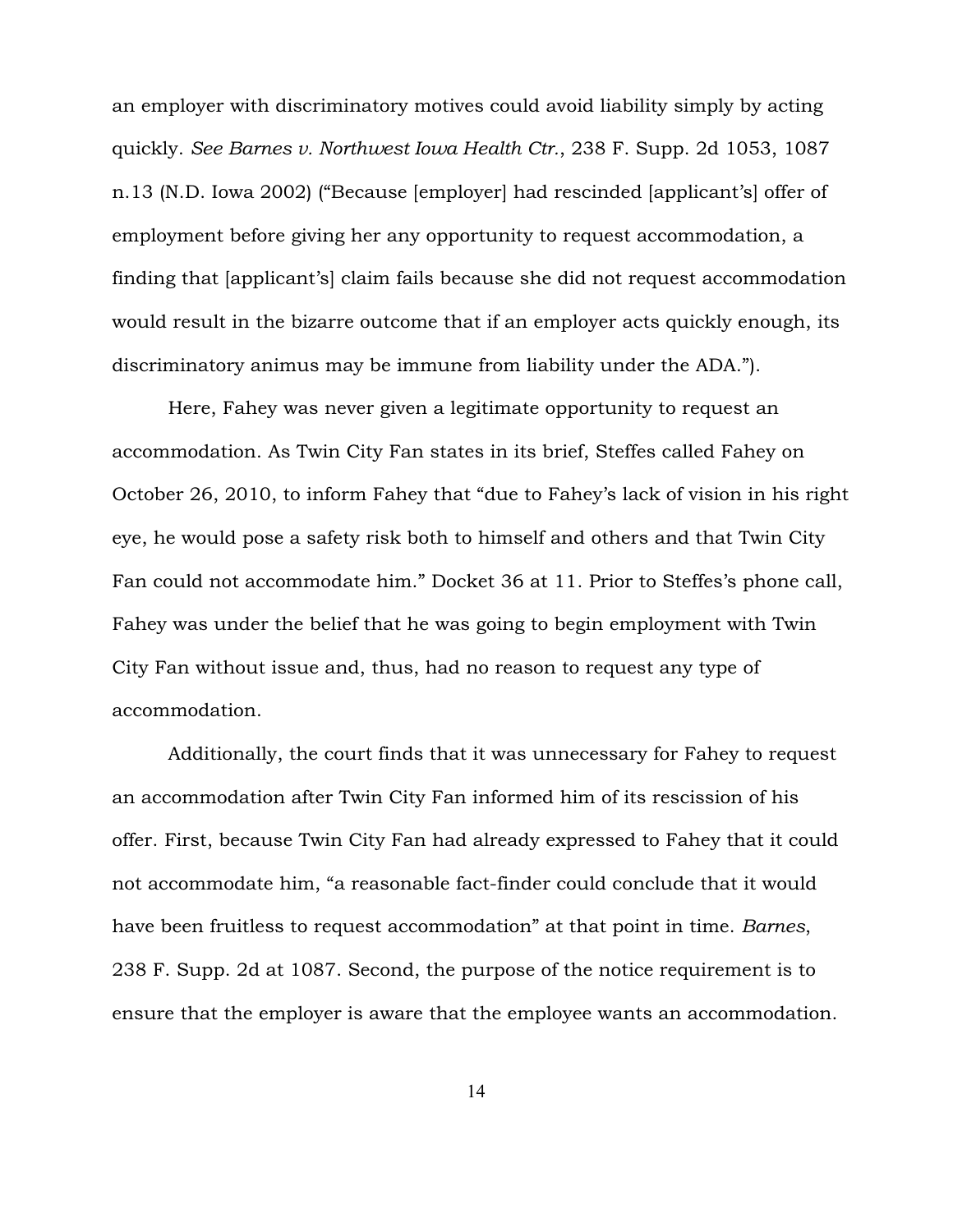an employer with discriminatory motives could avoid liability simply by acting quickly. *See Barnes v. Northwest Iowa Health Ctr.*, 238 F. Supp. 2d 1053, 1087 n.13 (N.D. Iowa 2002) ("Because [employer] had rescinded [applicant's] offer of employment before giving her any opportunity to request accommodation, a finding that [applicant's] claim fails because she did not request accommodation would result in the bizarre outcome that if an employer acts quickly enough, its discriminatory animus may be immune from liability under the ADA.").

Here, Fahey was never given a legitimate opportunity to request an accommodation. As Twin City Fan states in its brief, Steffes called Fahey on October 26, 2010, to inform Fahey that "due to Fahey's lack of vision in his right eye, he would pose a safety risk both to himself and others and that Twin City Fan could not accommodate him." Docket 36 at 11. Prior to Steffes's phone call, Fahey was under the belief that he was going to begin employment with Twin City Fan without issue and, thus, had no reason to request any type of accommodation.

Additionally, the court finds that it was unnecessary for Fahey to request an accommodation after Twin City Fan informed him of its rescission of his offer. First, because Twin City Fan had already expressed to Fahey that it could not accommodate him, "a reasonable fact-finder could conclude that it would have been fruitless to request accommodation" at that point in time. *Barnes*, 238 F. Supp. 2d at 1087. Second, the purpose of the notice requirement is to ensure that the employer is aware that the employee wants an accommodation.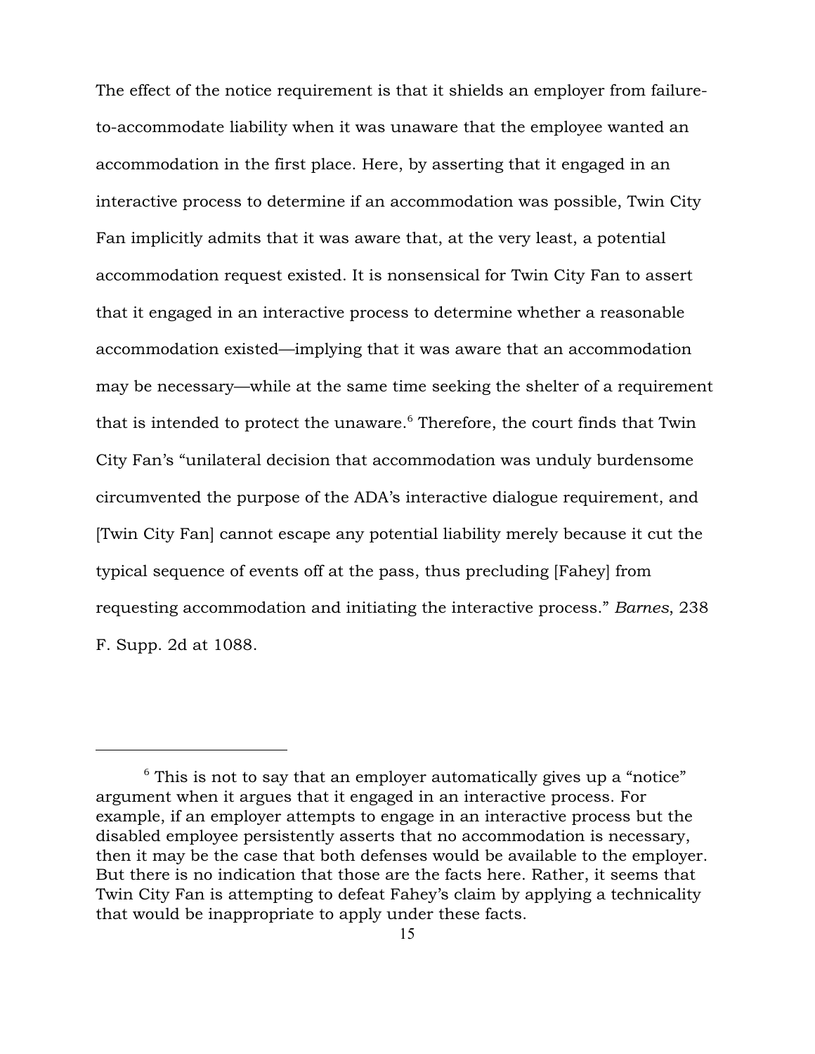The effect of the notice requirement is that it shields an employer from failure-to-accommodate liability when it was unaware that the employee wanted an accommodation in the first place. Here, by asserting that it engaged in an interactive process to determine if an accommodation was possible, Twin City Fan implicitly admits that it was aware that, at the very least, a potential accommodation request existed. It is nonsensical for Twin City Fan to assert that it engaged in an interactive process to determine whether a reasonable accommodation existed—implying that it was aware that an accommodation may be necessary—while at the same time seeking the shelter of a requirement that is intended to protect the unaware.[6] Therefore, the court finds that Twin City Fan's "unilateral decision that accommodation was unduly burdensome circumvented the purpose of the ADA's interactive dialogue requirement, and [Twin City Fan] cannot escape any potential liability merely because it cut the typical sequence of events off at the pass, thus precluding [Fahey] from requesting accommodation and initiating the interactive process." *Barnes*, 238 F. Supp. 2d at 1088.

---

[6] This is not to say that an employer automatically gives up a "notice" argument when it argues that it engaged in an interactive process. For example, if an employer attempts to engage in an interactive process but the disabled employee persistently asserts that no accommodation is necessary, then it may be the case that both defenses would be available to the employer. But there is no indication that those are the facts here. Rather, it seems that Twin City Fan is attempting to defeat Fahey's claim by applying a technicality that would be inappropriate to apply under these facts.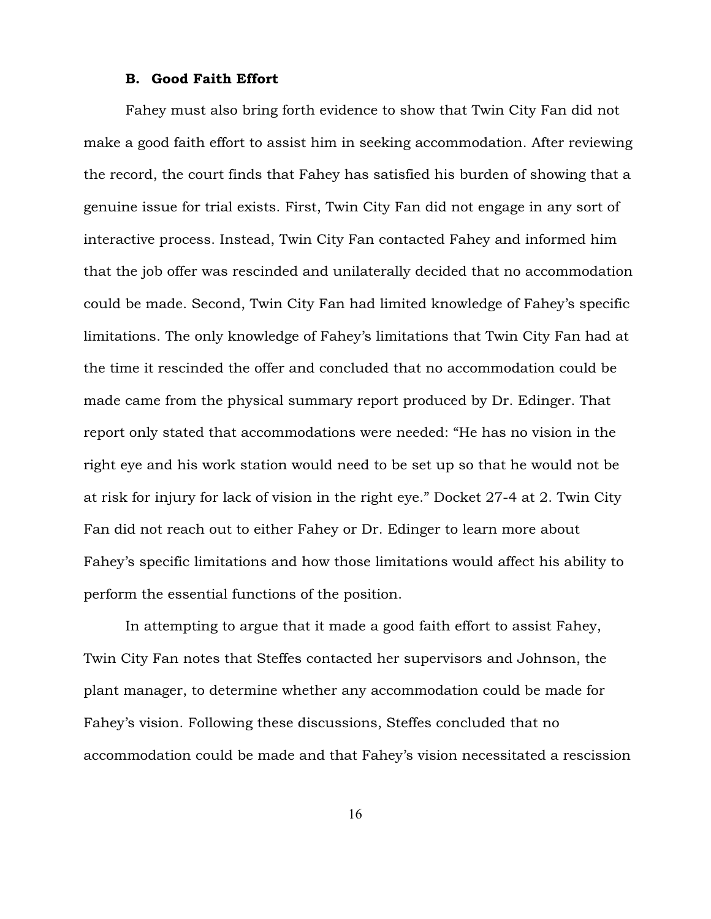### B. Good Faith Effort

Fahey must also bring forth evidence to show that Twin City Fan did not make a good faith effort to assist him in seeking accommodation. After reviewing the record, the court finds that Fahey has satisfied his burden of showing that a genuine issue for trial exists. First, Twin City Fan did not engage in any sort of interactive process. Instead, Twin City Fan contacted Fahey and informed him that the job offer was rescinded and unilaterally decided that no accommodation could be made. Second, Twin City Fan had limited knowledge of Fahey's specific limitations. The only knowledge of Fahey's limitations that Twin City Fan had at the time it rescinded the offer and concluded that no accommodation could be made came from the physical summary report produced by Dr. Edinger. That report only stated that accommodations were needed: "He has no vision in the right eye and his work station would need to be set up so that he would not be at risk for injury for lack of vision in the right eye." Docket 27-4 at 2. Twin City Fan did not reach out to either Fahey or Dr. Edinger to learn more about Fahey's specific limitations and how those limitations would affect his ability to perform the essential functions of the position.

In attempting to argue that it made a good faith effort to assist Fahey, Twin City Fan notes that Steffes contacted her supervisors and Johnson, the plant manager, to determine whether any accommodation could be made for Fahey's vision. Following these discussions, Steffes concluded that no accommodation could be made and that Fahey's vision necessitated a rescission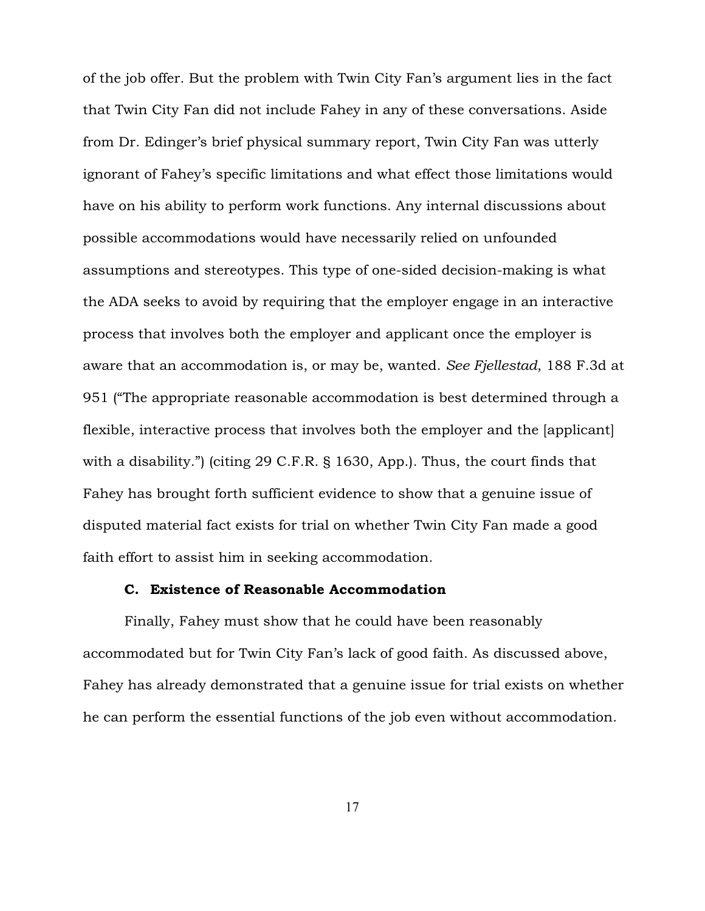of the job offer. But the problem with Twin City Fan's argument lies in the fact that Twin City Fan did not include Fahey in any of these conversations. Aside from Dr. Edinger's brief physical summary report, Twin City Fan was utterly ignorant of Fahey's specific limitations and what effect those limitations would have on his ability to perform work functions. Any internal discussions about possible accommodations would have necessarily relied on unfounded assumptions and stereotypes. This type of one-sided decision-making is what the ADA seeks to avoid by requiring that the employer engage in an interactive process that involves both the employer and applicant once the employer is aware that an accommodation is, or may be, wanted. *See Fjellestad*, 188 F.3d at 951 ("The appropriate reasonable accommodation is best determined through a flexible, interactive process that involves both the employer and the [applicant] with a disability.") (citing 29 C.F.R. § 1630, App.). Thus, the court finds that Fahey has brought forth sufficient evidence to show that a genuine issue of disputed material fact exists for trial on whether Twin City Fan made a good faith effort to assist him in seeking accommodation.

### C. Existence of Reasonable Accommodation

Finally, Fahey must show that he could have been reasonably accommodated but for Twin City Fan's lack of good faith. As discussed above, Fahey has already demonstrated that a genuine issue for trial exists on whether he can perform the essential functions of the job even without accommodation.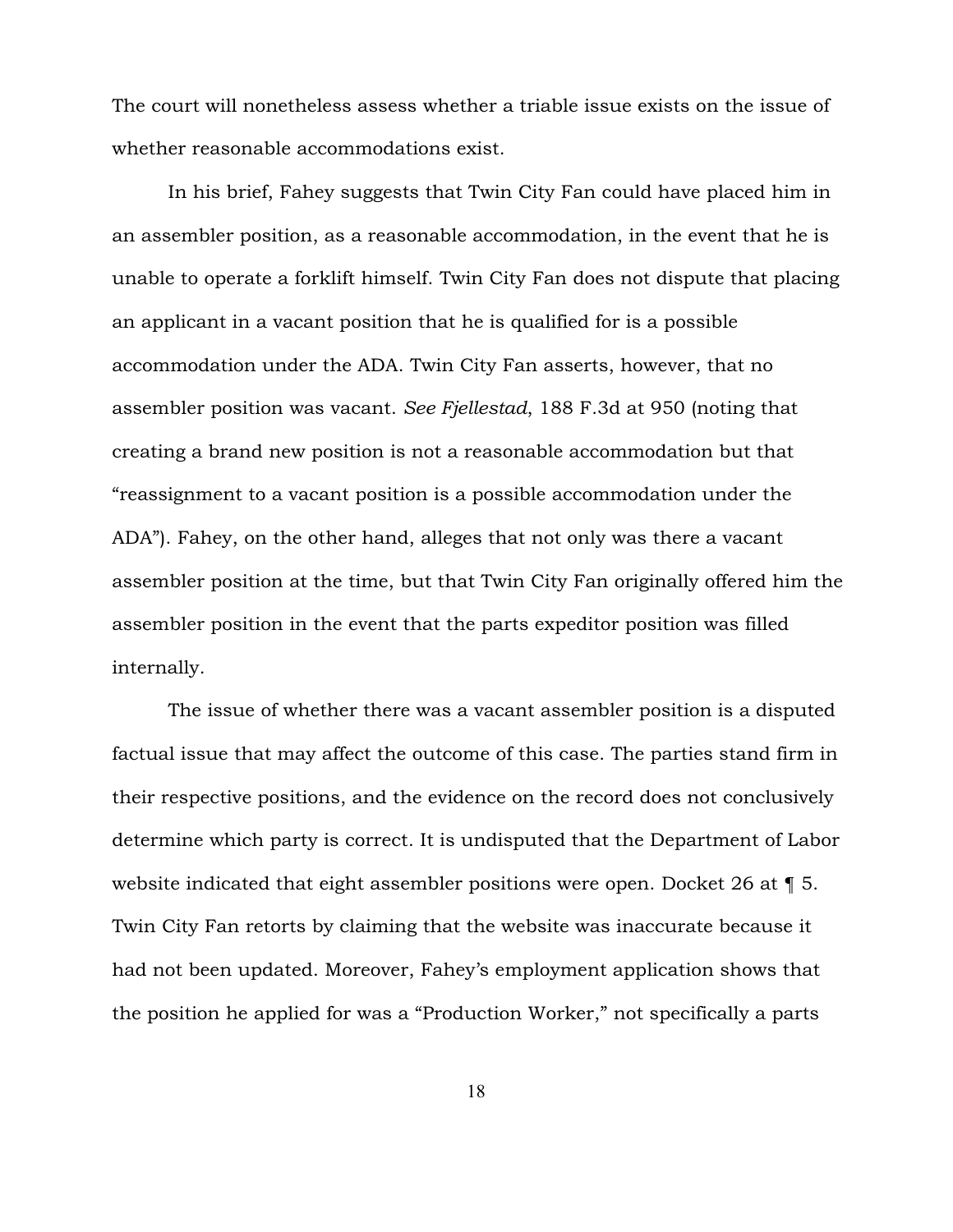The court will nonetheless assess whether a triable issue exists on the issue of whether reasonable accommodations exist.

In his brief, Fahey suggests that Twin City Fan could have placed him in an assembler position, as a reasonable accommodation, in the event that he is unable to operate a forklift himself. Twin City Fan does not dispute that placing an applicant in a vacant position that he is qualified for is a possible accommodation under the ADA. Twin City Fan asserts, however, that no assembler position was vacant. *See Fjellestad*, 188 F.3d at 950 (noting that creating a brand new position is not a reasonable accommodation but that "reassignment to a vacant position is a possible accommodation under the ADA"). Fahey, on the other hand, alleges that not only was there a vacant assembler position at the time, but that Twin City Fan originally offered him the assembler position in the event that the parts expeditor position was filled internally.

The issue of whether there was a vacant assembler position is a disputed factual issue that may affect the outcome of this case. The parties stand firm in their respective positions, and the evidence on the record does not conclusively determine which party is correct. It is undisputed that the Department of Labor website indicated that eight assembler positions were open. Docket 26 at ¶ 5. Twin City Fan retorts by claiming that the website was inaccurate because it had not been updated. Moreover, Fahey's employment application shows that the position he applied for was a "Production Worker," not specifically a parts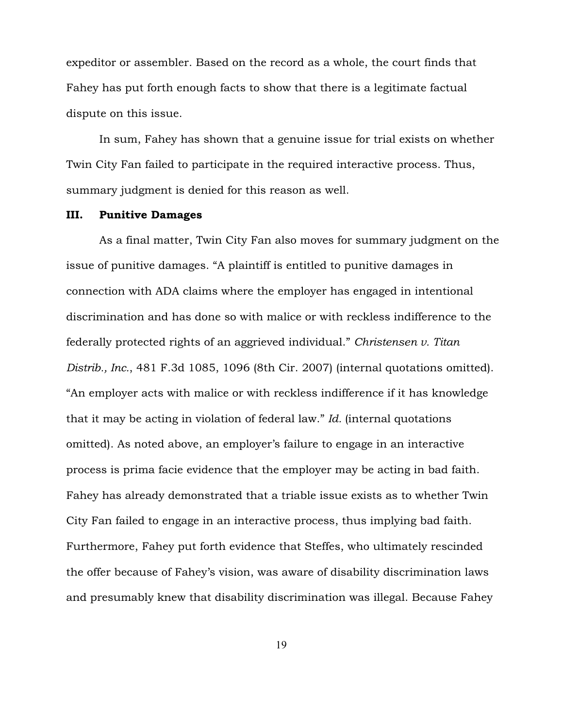expeditor or assembler. Based on the record as a whole, the court finds that Fahey has put forth enough facts to show that there is a legitimate factual dispute on this issue.

In sum, Fahey has shown that a genuine issue for trial exists on whether Twin City Fan failed to participate in the required interactive process. Thus, summary judgment is denied for this reason as well.

## III. Punitive Damages

As a final matter, Twin City Fan also moves for summary judgment on the issue of punitive damages. "A plaintiff is entitled to punitive damages in connection with ADA claims where the employer has engaged in intentional discrimination and has done so with malice or with reckless indifference to the federally protected rights of an aggrieved individual." *Christensen v. Titan Distrib., Inc.*, 481 F.3d 1085, 1096 (8th Cir. 2007) (internal quotations omitted). "An employer acts with malice or with reckless indifference if it has knowledge that it may be acting in violation of federal law." *Id.* (internal quotations omitted). As noted above, an employer's failure to engage in an interactive process is prima facie evidence that the employer may be acting in bad faith. Fahey has already demonstrated that a triable issue exists as to whether Twin City Fan failed to engage in an interactive process, thus implying bad faith. Furthermore, Fahey put forth evidence that Steffes, who ultimately rescinded the offer because of Fahey's vision, was aware of disability discrimination laws and presumably knew that disability discrimination was illegal. Because Fahey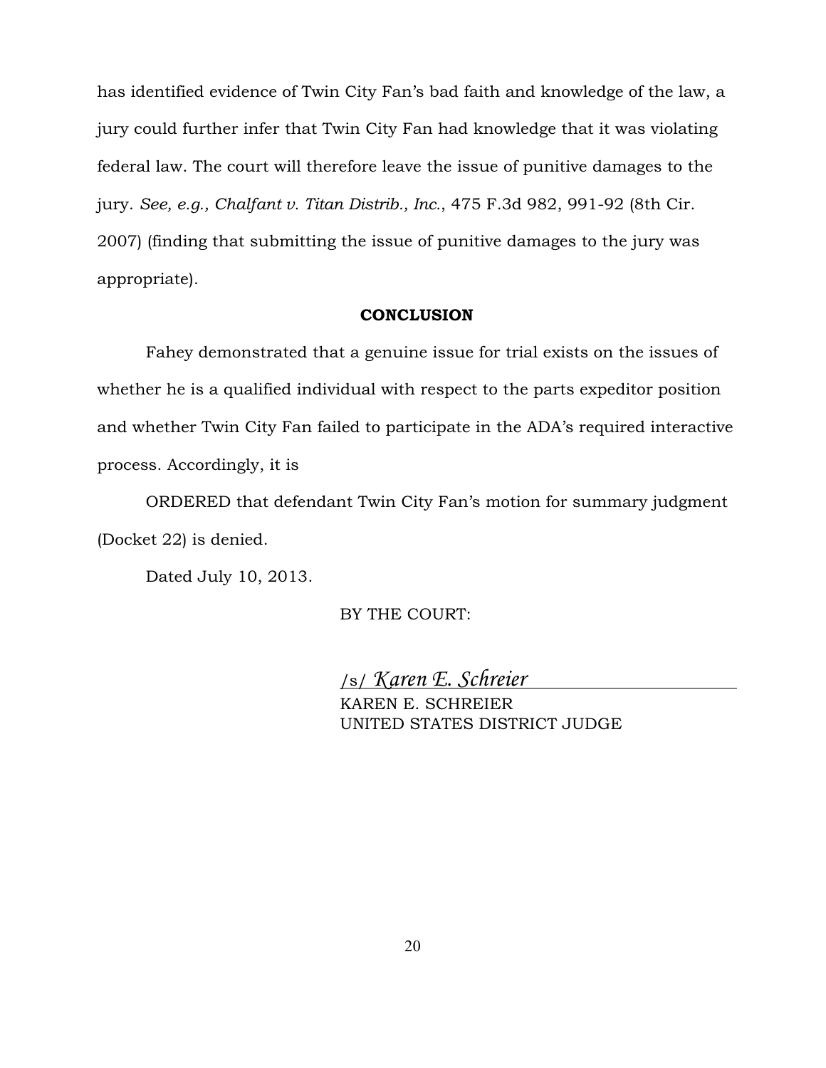has identified evidence of Twin City Fan's bad faith and knowledge of the law, a jury could further infer that Twin City Fan had knowledge that it was violating federal law. The court will therefore leave the issue of punitive damages to the jury. *See, e.g., Chalfant v. Titan Distrib., Inc.*, 475 F.3d 982, 991-92 (8th Cir. 2007) (finding that submitting the issue of punitive damages to the jury was appropriate).

## CONCLUSION

Fahey demonstrated that a genuine issue for trial exists on the issues of whether he is a qualified individual with respect to the parts expeditor position and whether Twin City Fan failed to participate in the ADA's required interactive process. Accordingly, it is

ORDERED that defendant Twin City Fan's motion for summary judgment (Docket 22) is denied.

Dated July 10, 2013.

BY THE COURT:

/s/ *Karen E. Schreier*
KAREN E. SCHREIER
UNITED STATES DISTRICT JUDGE